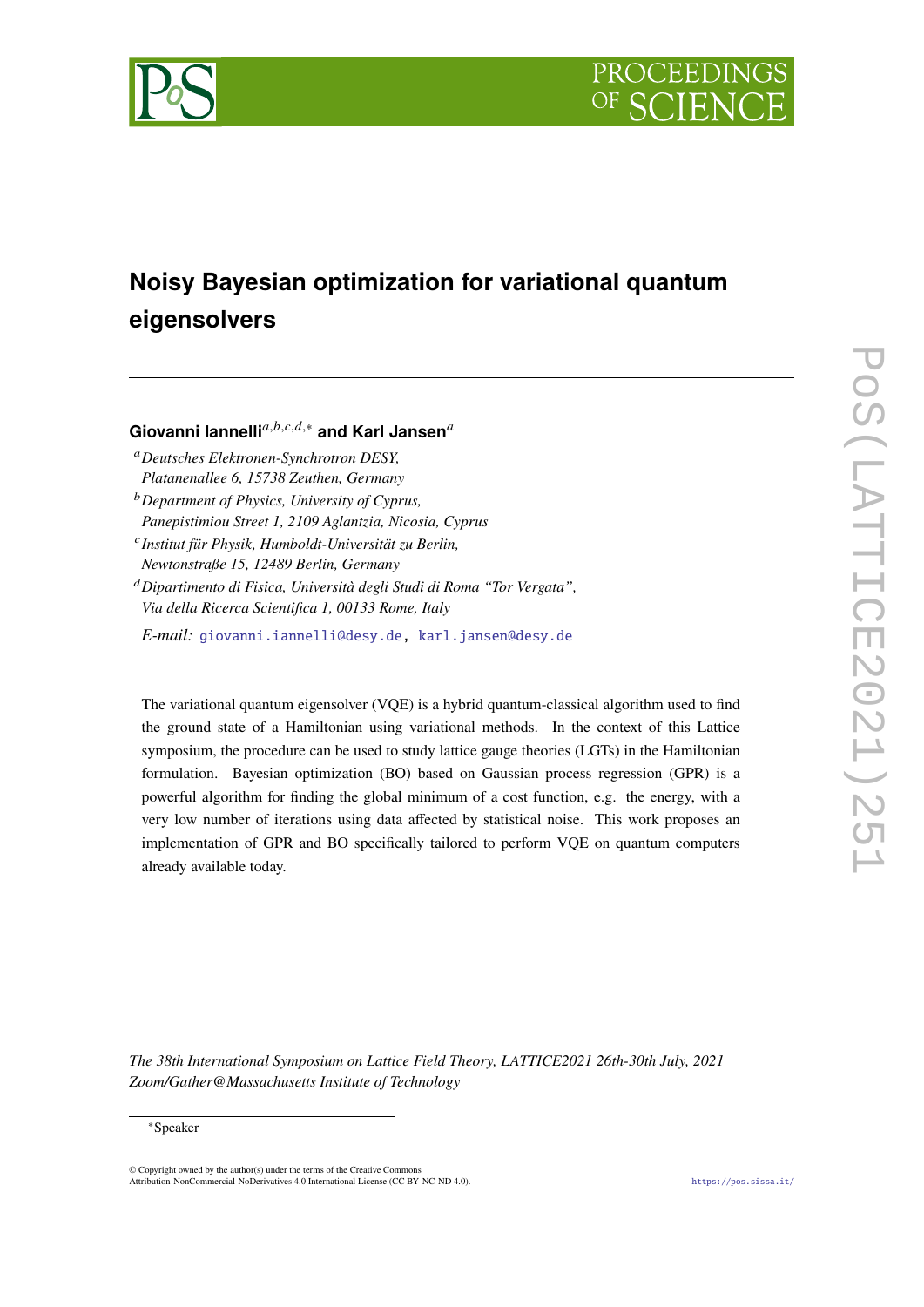# Noisy Bayesian optimization for variational quantum eigensolvers

**Giovanni Iannelli**[a,b,c,d,*] **and Karl Jansen**[a]

[a] *Deutsches Elektronen-Synchrotron DESY, Platanenallee 6, 15738 Zeuthen, Germany*

[b] *Department of Physics, University of Cyprus, Panepistimiou Street 1, 2109 Aglantzia, Nicosia, Cyprus*

[c] *Institut für Physik, Humboldt-Universität zu Berlin, Newtonstraße 15, 12489 Berlin, Germany*

[d] *Dipartimento di Fisica, Università degli Studi di Roma "Tor Vergata", Via della Ricerca Scientifica 1, 00133 Rome, Italy*

*E-mail:* giovanni.iannelli@desy.de, karl.jansen@desy.de

The variational quantum eigensolver (VQE) is a hybrid quantum-classical algorithm used to find the ground state of a Hamiltonian using variational methods. In the context of this Lattice symposium, the procedure can be used to study lattice gauge theories (LGTs) in the Hamiltonian formulation. Bayesian optimization (BO) based on Gaussian process regression (GPR) is a powerful algorithm for finding the global minimum of a cost function, e.g. the energy, with a very low number of iterations using data affected by statistical noise. This work proposes an implementation of GPR and BO specifically tailored to perform VQE on quantum computers already available today.

*The 38th International Symposium on Lattice Field Theory, LATTICE2021 26th-30th July, 2021 Zoom/Gather@Massachusetts Institute of Technology*

[*] Speaker

© Copyright owned by the author(s) under the terms of the Creative Commons Attribution-NonCommercial-NoDerivatives 4.0 International License (CC BY-NC-ND 4.0).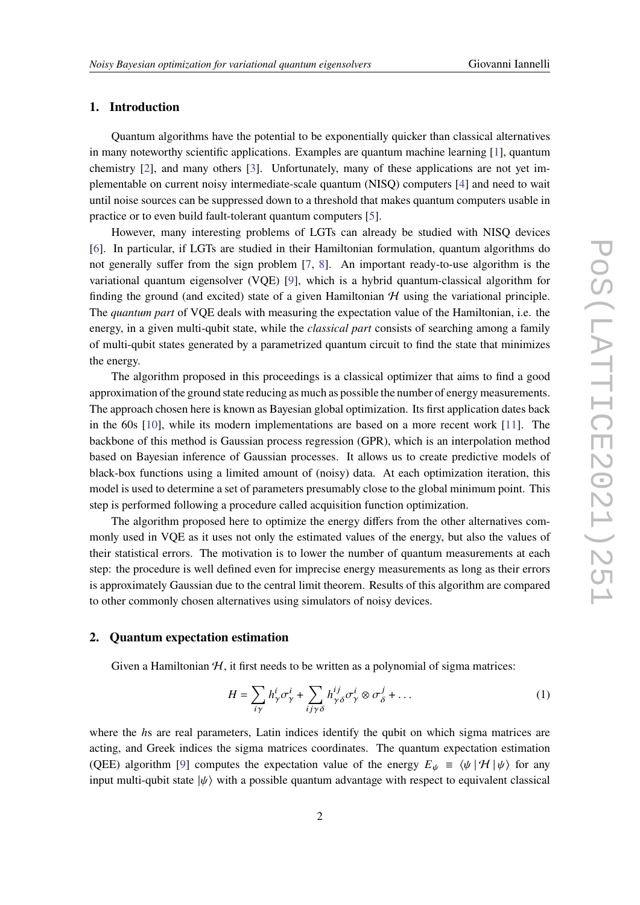## 1. Introduction

Quantum algorithms have the potential to be exponentially quicker than classical alternatives in many noteworthy scientific applications. Examples are quantum machine learning [1], quantum chemistry [2], and many others [3]. Unfortunately, many of these applications are not yet implementable on current noisy intermediate-scale quantum (NISQ) computers [4] and need to wait until noise sources can be suppressed down to a threshold that makes quantum computers usable in practice or to even build fault-tolerant quantum computers [5].

However, many interesting problems of LGTs can already be studied with NISQ devices [6]. In particular, if LGTs are studied in their Hamiltonian formulation, quantum algorithms do not generally suffer from the sign problem [7, 8]. An important ready-to-use algorithm is the variational quantum eigensolver (VQE) [9], which is a hybrid quantum-classical algorithm for finding the ground (and excited) state of a given Hamiltonian $\mathcal{H}$ using the variational principle. The *quantum part* of VQE deals with measuring the expectation value of the Hamiltonian, i.e. the energy, in a given multi-qubit state, while the *classical part* consists of searching among a family of multi-qubit states generated by a parametrized quantum circuit to find the state that minimizes the energy.

The algorithm proposed in this proceedings is a classical optimizer that aims to find a good approximation of the ground state reducing as much as possible the number of energy measurements. The approach chosen here is known as Bayesian global optimization. Its first application dates back in the 60s [10], while its modern implementations are based on a more recent work [11]. The backbone of this method is Gaussian process regression (GPR), which is an interpolation method based on Bayesian inference of Gaussian processes. It allows us to create predictive models of black-box functions using a limited amount of (noisy) data. At each optimization iteration, this model is used to determine a set of parameters presumably close to the global minimum point. This step is performed following a procedure called acquisition function optimization.

The algorithm proposed here to optimize the energy differs from the other alternatives commonly used in VQE as it uses not only the estimated values of the energy, but also the values of their statistical errors. The motivation is to lower the number of quantum measurements at each step: the procedure is well defined even for imprecise energy measurements as long as their errors is approximately Gaussian due to the central limit theorem. Results of this algorithm are compared to other commonly chosen alternatives using simulators of noisy devices.

## 2. Quantum expectation estimation

Given a Hamiltonian $\mathcal{H}$, it first needs to be written as a polynomial of sigma matrices:

$$H = \sum_{i\gamma} h^i_\gamma \sigma^i_\gamma + \sum_{ij\gamma\delta} h^{ij}_{\gamma\delta} \sigma^i_\gamma \otimes \sigma^j_\delta + \dots \tag{1}$$

where the $h$s are real parameters, Latin indices identify the qubit on which sigma matrices are acting, and Greek indices the sigma matrices coordinates. The quantum expectation estimation (QEE) algorithm [9] computes the expectation value of the energy $E_\psi \equiv \langle\psi|\mathcal{H}|\psi\rangle$ for any input multi-qubit state $|\psi\rangle$ with a possible quantum advantage with respect to equivalent classical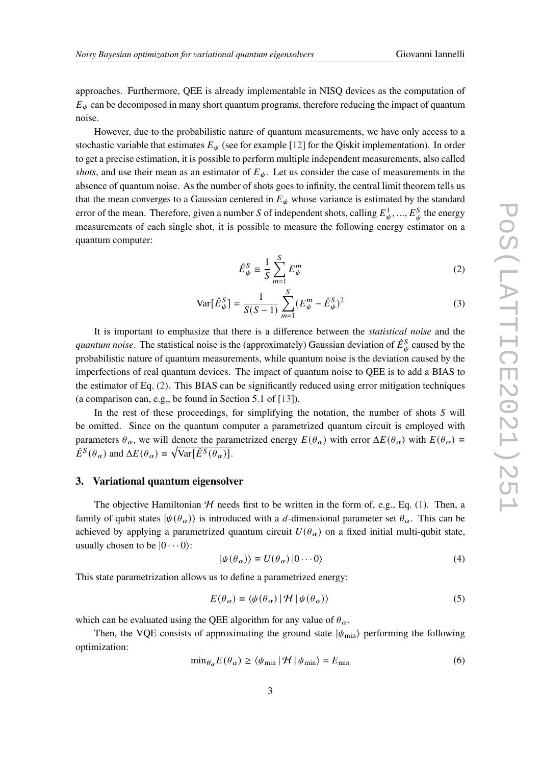approaches. Furthermore, QEE is already implementable in NISQ devices as the computation of $E_\psi$ can be decomposed in many short quantum programs, therefore reducing the impact of quantum noise.

However, due to the probabilistic nature of quantum measurements, we have only access to a stochastic variable that estimates $E_\psi$ (see for example [12] for the Qiskit implementation). In order to get a precise estimation, it is possible to perform multiple independent measurements, also called *shots*, and use their mean as an estimator of $E_\psi$. Let us consider the case of measurements in the absence of quantum noise. As the number of shots goes to infinity, the central limit theorem tells us that the mean converges to a Gaussian centered in $E_\psi$ whose variance is estimated by the standard error of the mean. Therefore, given a number $S$ of independent shots, calling $E_\psi^1, ..., E_\psi^S$ the energy measurements of each single shot, it is possible to measure the following energy estimator on a quantum computer:

$$\hat{E}_\psi^S \equiv \frac{1}{S} \sum_{m=1}^{S} E_\psi^m \tag{2}$$

$$\mathrm{Var}[\hat{E}_\psi^S] = \frac{1}{S(S-1)} \sum_{m=1}^{S} (E_\psi^m - \hat{E}_\psi^S)^2 \tag{3}$$

It is important to emphasize that there is a difference between the *statistical noise* and the *quantum noise*. The statistical noise is the (approximately) Gaussian deviation of $\hat{E}_\psi^S$ caused by the probabilistic nature of quantum measurements, while quantum noise is the deviation caused by the imperfections of real quantum devices. The impact of quantum noise to QEE is to add a BIAS to the estimator of Eq. (2). This BIAS can be significantly reduced using error mitigation techniques (a comparison can, e.g., be found in Section 5.1 of [13]).

In the rest of these proceedings, for simplifying the notation, the number of shots $S$ will be omitted. Since on the quantum computer a parametrized quantum circuit is employed with parameters $\theta_\alpha$, we will denote the parametrized energy $E(\theta_\alpha)$ with error $\Delta E(\theta_\alpha)$ with $E(\theta_\alpha) \equiv \hat{E}^S(\theta_\alpha)$ and $\Delta E(\theta_\alpha) \equiv \sqrt{\mathrm{Var}[\hat{E}^S(\theta_\alpha)]}$.

## 3. Variational quantum eigensolver

The objective Hamiltonian $\mathcal{H}$ needs first to be written in the form of, e.g., Eq. (1). Then, a family of qubit states $|\psi(\theta_\alpha)\rangle$ is introduced with a $d$-dimensional parameter set $\theta_\alpha$. This can be achieved by applying a parametrized quantum circuit $U(\theta_\alpha)$ on a fixed initial multi-qubit state, usually chosen to be $|0\cdots 0\rangle$:

$$|\psi(\theta_\alpha)\rangle \equiv U(\theta_\alpha)\,|0\cdots 0\rangle \tag{4}$$

This state parametrization allows us to define a parametrized energy:

$$E(\theta_\alpha) \equiv \langle \psi(\theta_\alpha)\,|\,\mathcal{H}\,|\,\psi(\theta_\alpha)\rangle \tag{5}$$

which can be evaluated using the QEE algorithm for any value of $\theta_\alpha$.

Then, the VQE consists of approximating the ground state $|\psi_{\min}\rangle$ performing the following optimization:

$$\min_{\theta_\alpha} E(\theta_\alpha) \geq \langle \psi_{\min}\,|\,\mathcal{H}\,|\,\psi_{\min}\rangle = E_{\min} \tag{6}$$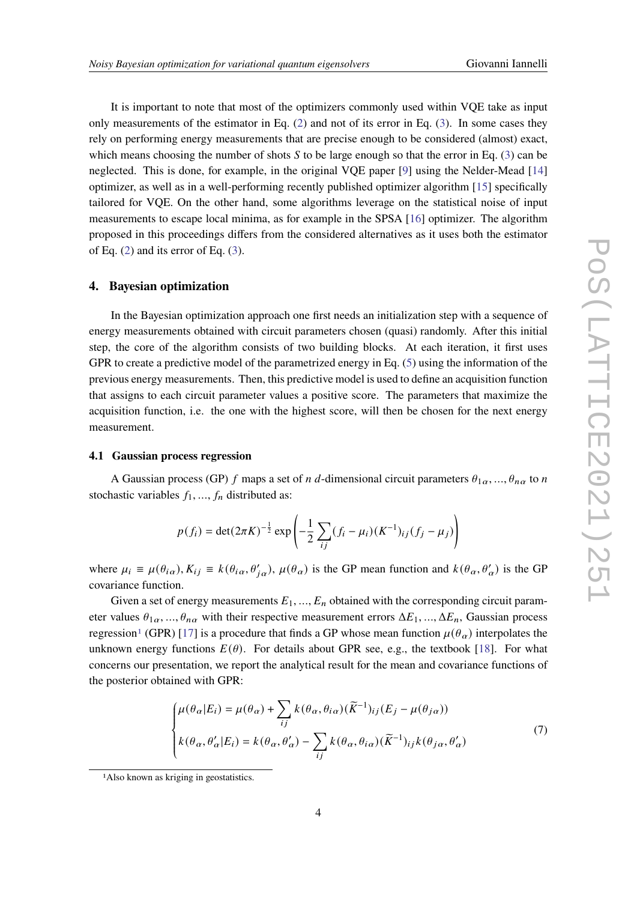It is important to note that most of the optimizers commonly used within VQE take as input only measurements of the estimator in Eq. (2) and not of its error in Eq. (3). In some cases they rely on performing energy measurements that are precise enough to be considered (almost) exact, which means choosing the number of shots $S$ to be large enough so that the error in Eq. (3) can be neglected. This is done, for example, in the original VQE paper [9] using the Nelder-Mead [14] optimizer, as well as in a well-performing recently published optimizer algorithm [15] specifically tailored for VQE. On the other hand, some algorithms leverage on the statistical noise of input measurements to escape local minima, as for example in the SPSA [16] optimizer. The algorithm proposed in this proceedings differs from the considered alternatives as it uses both the estimator of Eq. (2) and its error of Eq. (3).

## 4. Bayesian optimization

In the Bayesian optimization approach one first needs an initialization step with a sequence of energy measurements obtained with circuit parameters chosen (quasi) randomly. After this initial step, the core of the algorithm consists of two building blocks. At each iteration, it first uses GPR to create a predictive model of the parametrized energy in Eq. (5) using the information of the previous energy measurements. Then, this predictive model is used to define an acquisition function that assigns to each circuit parameter values a positive score. The parameters that maximize the acquisition function, i.e. the one with the highest score, will then be chosen for the next energy measurement.

### 4.1 Gaussian process regression

A Gaussian process (GP) $f$ maps a set of $n$ $d$-dimensional circuit parameters $\theta_{1\alpha}, ..., \theta_{n\alpha}$ to $n$ stochastic variables $f_1, ..., f_n$ distributed as:

$$p(f_i) = \det(2\pi K)^{-\frac{1}{2}} \exp\left(-\frac{1}{2}\sum_{ij}(f_i - \mu_i)(K^{-1})_{ij}(f_j - \mu_j)\right)$$

where $\mu_i \equiv \mu(\theta_{i\alpha}), K_{ij} \equiv k(\theta_{i\alpha}, \theta'_{j\alpha})$, $\mu(\theta_\alpha)$ is the GP mean function and $k(\theta_\alpha, \theta'_\alpha)$ is the GP covariance function.

Given a set of energy measurements $E_1, ..., E_n$ obtained with the corresponding circuit parameter values $\theta_{1\alpha}, ..., \theta_{n\alpha}$ with their respective measurement errors $\Delta E_1, ..., \Delta E_n$, Gaussian process regression[1] (GPR) [17] is a procedure that finds a GP whose mean function $\mu(\theta_\alpha)$ interpolates the unknown energy functions $E(\theta)$. For details about GPR see, e.g., the textbook [18]. For what concerns our presentation, we report the analytical result for the mean and covariance functions of the posterior obtained with GPR:

$$\begin{cases} \mu(\theta_\alpha|E_i) = \mu(\theta_\alpha) + \sum_{ij} k(\theta_\alpha, \theta_{i\alpha})(\widetilde{K}^{-1})_{ij}(E_j - \mu(\theta_{j\alpha})) \\ k(\theta_\alpha, \theta'_\alpha|E_i) = k(\theta_\alpha, \theta'_\alpha) - \sum_{ij} k(\theta_\alpha, \theta_{i\alpha})(\widetilde{K}^{-1})_{ij} k(\theta_{j\alpha}, \theta'_\alpha) \end{cases} \tag{7}$$

[1] Also known as kriging in geostatistics.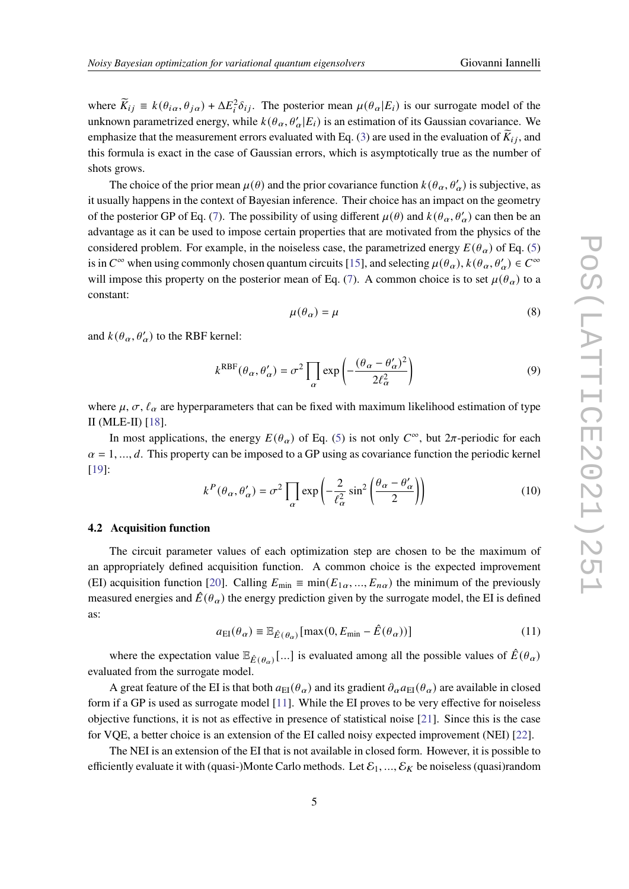where $\widetilde{K}_{ij} \equiv k(\theta_{i\alpha}, \theta_{j\alpha}) + \Delta E_i^2 \delta_{ij}$. The posterior mean $\mu(\theta_\alpha|E_i)$ is our surrogate model of the unknown parametrized energy, while $k(\theta_\alpha, \theta'_\alpha|E_i)$ is an estimation of its Gaussian covariance. We emphasize that the measurement errors evaluated with Eq. (3) are used in the evaluation of $\widetilde{K}_{ij}$, and this formula is exact in the case of Gaussian errors, which is asymptotically true as the number of shots grows.

The choice of the prior mean $\mu(\theta)$ and the prior covariance function $k(\theta_\alpha, \theta'_\alpha)$ is subjective, as it usually happens in the context of Bayesian inference. Their choice has an impact on the geometry of the posterior GP of Eq. (7). The possibility of using different $\mu(\theta)$ and $k(\theta_\alpha, \theta'_\alpha)$ can then be an advantage as it can be used to impose certain properties that are motivated from the physics of the considered problem. For example, in the noiseless case, the parametrized energy $E(\theta_\alpha)$ of Eq. (5) is in $C^\infty$ when using commonly chosen quantum circuits [15], and selecting $\mu(\theta_\alpha), k(\theta_\alpha, \theta'_\alpha) \in C^\infty$ will impose this property on the posterior mean of Eq. (7). A common choice is to set $\mu(\theta_\alpha)$ to a constant:

$$\mu(\theta_\alpha) = \mu \tag{8}$$

and $k(\theta_\alpha, \theta'_\alpha)$ to the RBF kernel:

$$k^{\text{RBF}}(\theta_\alpha, \theta'_\alpha) = \sigma^2 \prod_\alpha \exp\left(-\frac{(\theta_\alpha - \theta'_\alpha)^2}{2\ell_\alpha^2}\right) \tag{9}$$

where $\mu$, $\sigma$, $\ell_\alpha$ are hyperparameters that can be fixed with maximum likelihood estimation of type II (MLE-II) [18].

In most applications, the energy $E(\theta_\alpha)$ of Eq. (5) is not only $C^\infty$, but $2\pi$-periodic for each $\alpha = 1, ..., d$. This property can be imposed to a GP using as covariance function the periodic kernel [19]:

$$k^P(\theta_\alpha, \theta'_\alpha) = \sigma^2 \prod_\alpha \exp\left(-\frac{2}{\ell_\alpha^2} \sin^2\left(\frac{\theta_\alpha - \theta'_\alpha}{2}\right)\right) \tag{10}$$

### 4.2 Acquisition function

The circuit parameter values of each optimization step are chosen to be the maximum of an appropriately defined acquisition function. A common choice is the expected improvement (EI) acquisition function [20]. Calling $E_{\min} \equiv \min(E_{1\alpha}, ..., E_{n\alpha})$ the minimum of the previously measured energies and $\hat{E}(\theta_\alpha)$ the energy prediction given by the surrogate model, the EI is defined as:

$$a_{\text{EI}}(\theta_\alpha) \equiv \mathbb{E}_{\hat{E}(\theta_\alpha)}[\max(0, E_{\min} - \hat{E}(\theta_\alpha))] \tag{11}$$

where the expectation value $\mathbb{E}_{\hat{E}(\theta_\alpha)}[...]$ is evaluated among all the possible values of $\hat{E}(\theta_\alpha)$ evaluated from the surrogate model.

A great feature of the EI is that both $a_{\text{EI}}(\theta_\alpha)$ and its gradient $\partial_\alpha a_{\text{EI}}(\theta_\alpha)$ are available in closed form if a GP is used as surrogate model [11]. While the EI proves to be very effective for noiseless objective functions, it is not as effective in presence of statistical noise [21]. Since this is the case for VQE, a better choice is an extension of the EI called noisy expected improvement (NEI) [22].

The NEI is an extension of the EI that is not available in closed form. However, it is possible to efficiently evaluate it with (quasi-)Monte Carlo methods. Let $\mathcal{E}_1, ..., \mathcal{E}_K$ be noiseless (quasi)random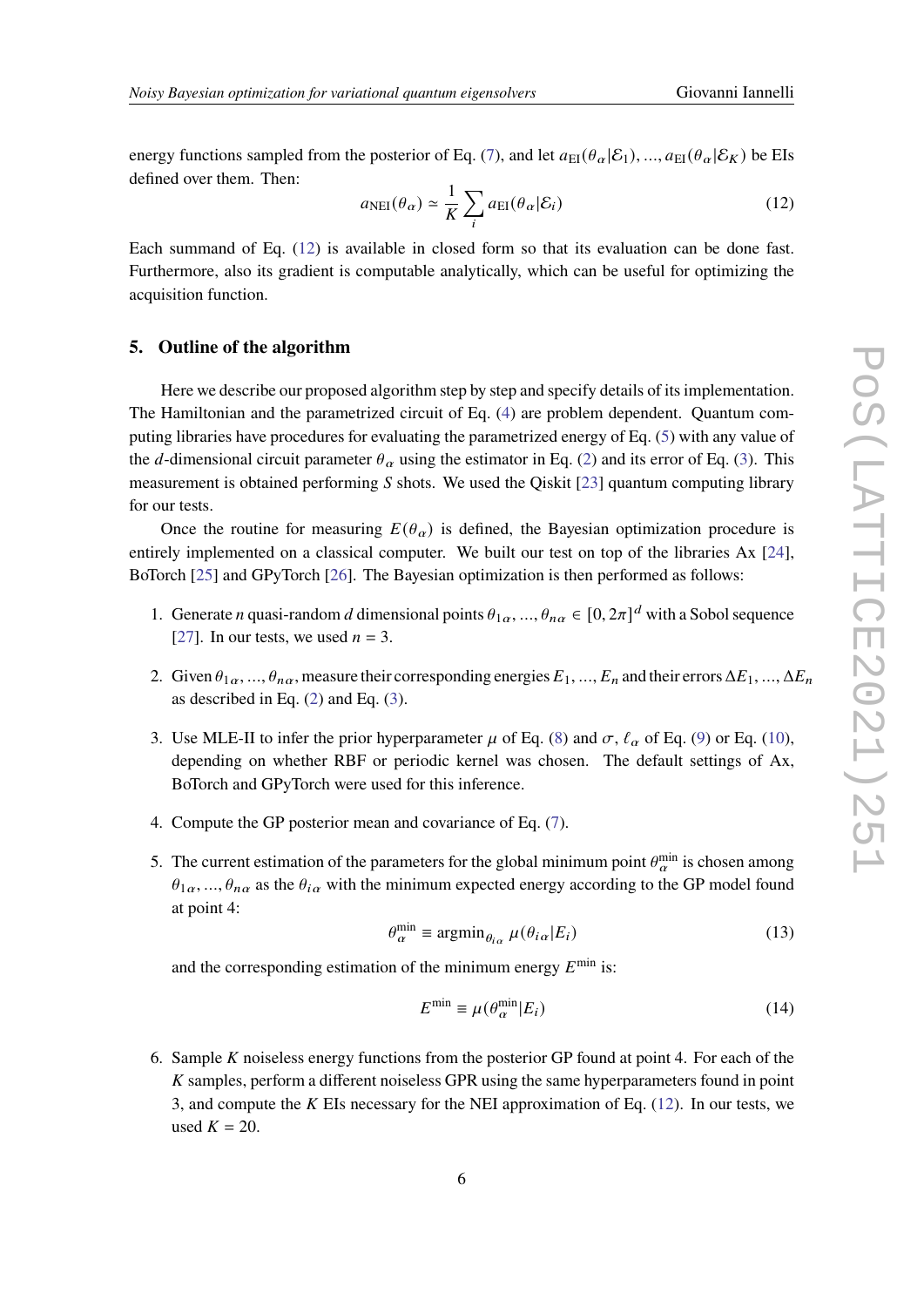energy functions sampled from the posterior of Eq. (7), and let $a_{\rm EI}(\theta_\alpha|\mathcal{E}_1), ..., a_{\rm EI}(\theta_\alpha|\mathcal{E}_K)$ be EIs defined over them. Then:

$$a_{\rm NEI}(\theta_\alpha) \simeq \frac{1}{K}\sum_i a_{\rm EI}(\theta_\alpha|\mathcal{E}_i) \tag{12}$$

Each summand of Eq. (12) is available in closed form so that its evaluation can be done fast. Furthermore, also its gradient is computable analytically, which can be useful for optimizing the acquisition function.

## 5. Outline of the algorithm

Here we describe our proposed algorithm step by step and specify details of its implementation. The Hamiltonian and the parametrized circuit of Eq. (4) are problem dependent. Quantum computing libraries have procedures for evaluating the parametrized energy of Eq. (5) with any value of the $d$-dimensional circuit parameter $\theta_\alpha$ using the estimator in Eq. (2) and its error of Eq. (3). This measurement is obtained performing $S$ shots. We used the Qiskit [23] quantum computing library for our tests.

Once the routine for measuring $E(\theta_\alpha)$ is defined, the Bayesian optimization procedure is entirely implemented on a classical computer. We built our test on top of the libraries Ax [24], BoTorch [25] and GPyTorch [26]. The Bayesian optimization is then performed as follows:

1. Generate $n$ quasi-random $d$ dimensional points $\theta_{1\alpha}, ..., \theta_{n\alpha} \in [0, 2\pi]^d$ with a Sobol sequence [27]. In our tests, we used $n = 3$.

2. Given $\theta_{1\alpha}, ..., \theta_{n\alpha}$, measure their corresponding energies $E_1, ..., E_n$ and their errors $\Delta E_1, ..., \Delta E_n$ as described in Eq. (2) and Eq. (3).

3. Use MLE-II to infer the prior hyperparameter $\mu$ of Eq. (8) and $\sigma$, $\ell_\alpha$ of Eq. (9) or Eq. (10), depending on whether RBF or periodic kernel was chosen. The default settings of Ax, BoTorch and GPyTorch were used for this inference.

4. Compute the GP posterior mean and covariance of Eq. (7).

5. The current estimation of the parameters for the global minimum point $\theta_\alpha^{\rm min}$ is chosen among $\theta_{1\alpha}, ..., \theta_{n\alpha}$ as the $\theta_{i\alpha}$ with the minimum expected energy according to the GP model found at point 4:

$$\theta_\alpha^{\rm min} \equiv \text{argmin}_{\theta_{i\alpha}}\, \mu(\theta_{i\alpha}|E_i) \tag{13}$$

   and the corresponding estimation of the minimum energy $E^{\rm min}$ is:

$$E^{\rm min} \equiv \mu(\theta_\alpha^{\rm min}|E_i) \tag{14}$$

6. Sample $K$ noiseless energy functions from the posterior GP found at point 4. For each of the $K$ samples, perform a different noiseless GPR using the same hyperparameters found in point 3, and compute the $K$ EIs necessary for the NEI approximation of Eq. (12). In our tests, we used $K = 20$.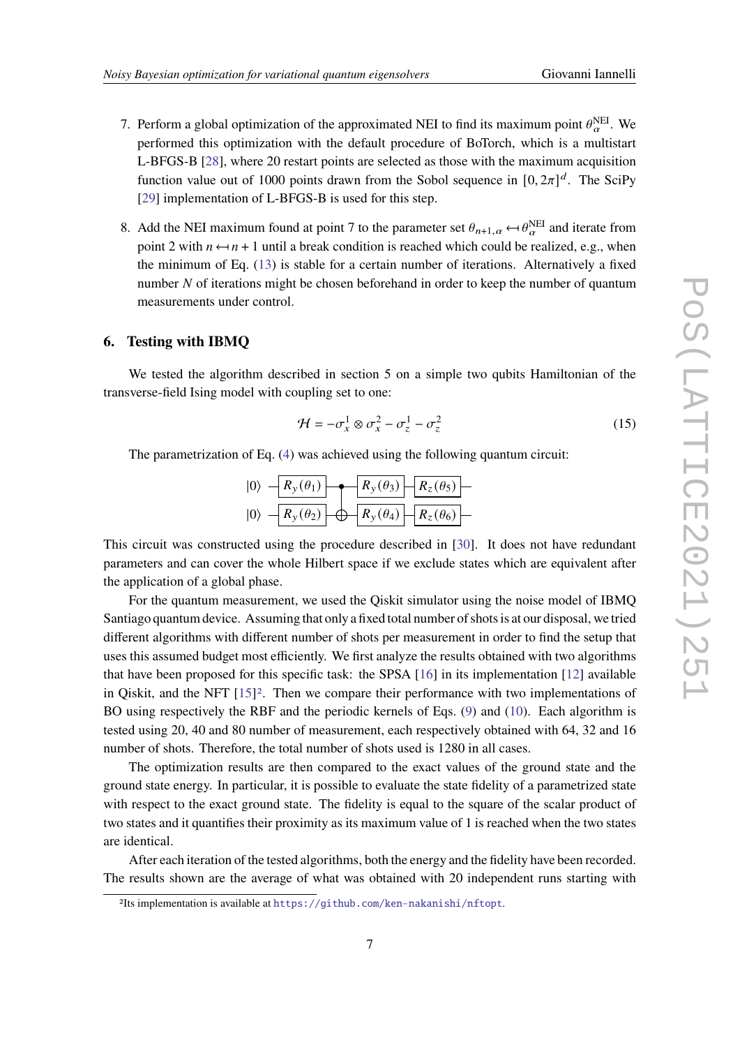7. Perform a global optimization of the approximated NEI to find its maximum point $\theta_\alpha^{\text{NEI}}$. We performed this optimization with the default procedure of BoTorch, which is a multistart L-BFGS-B [28], where 20 restart points are selected as those with the maximum acquisition function value out of 1000 points drawn from the Sobol sequence in $[0, 2\pi]^d$. The SciPy [29] implementation of L-BFGS-B is used for this step.

8. Add the NEI maximum found at point 7 to the parameter set $\theta_{n+1,\alpha} \hookleftarrow \theta_\alpha^{\text{NEI}}$ and iterate from point 2 with $n \hookleftarrow n + 1$ until a break condition is reached which could be realized, e.g., when the minimum of Eq. (13) is stable for a certain number of iterations. Alternatively a fixed number $N$ of iterations might be chosen beforehand in order to keep the number of quantum measurements under control.

## 6. Testing with IBMQ

We tested the algorithm described in section 5 on a simple two qubits Hamiltonian of the transverse-field Ising model with coupling set to one:

$$\mathcal{H} = -\sigma_x^1 \otimes \sigma_x^2 - \sigma_z^1 - \sigma_z^2 \tag{15}$$

The parametrization of Eq. (4) was achieved using the following quantum circuit:

$$|0\rangle \; — R_y(\theta_1) — \bullet — R_y(\theta_3) — R_z(\theta_5) —$$
$$|0\rangle \; — R_y(\theta_2) — \oplus — R_y(\theta_4) — R_z(\theta_6) —$$

This circuit was constructed using the procedure described in [30]. It does not have redundant parameters and can cover the whole Hilbert space if we exclude states which are equivalent after the application of a global phase.

For the quantum measurement, we used the Qiskit simulator using the noise model of IBMQ Santiago quantum device. Assuming that only a fixed total number of shots is at our disposal, we tried different algorithms with different number of shots per measurement in order to find the setup that uses this assumed budget most efficiently. We first analyze the results obtained with two algorithms that have been proposed for this specific task: the SPSA [16] in its implementation [12] available in Qiskit, and the NFT [15][2]. Then we compare their performance with two implementations of BO using respectively the RBF and the periodic kernels of Eqs. (9) and (10). Each algorithm is tested using 20, 40 and 80 number of measurement, each respectively obtained with 64, 32 and 16 number of shots. Therefore, the total number of shots used is 1280 in all cases.

The optimization results are then compared to the exact values of the ground state and the ground state energy. In particular, it is possible to evaluate the state fidelity of a parametrized state with respect to the exact ground state. The fidelity is equal to the square of the scalar product of two states and it quantifies their proximity as its maximum value of 1 is reached when the two states are identical.

After each iteration of the tested algorithms, both the energy and the fidelity have been recorded. The results shown are the average of what was obtained with 20 independent runs starting with

[2] Its implementation is available at https://github.com/ken-nakanishi/nftopt.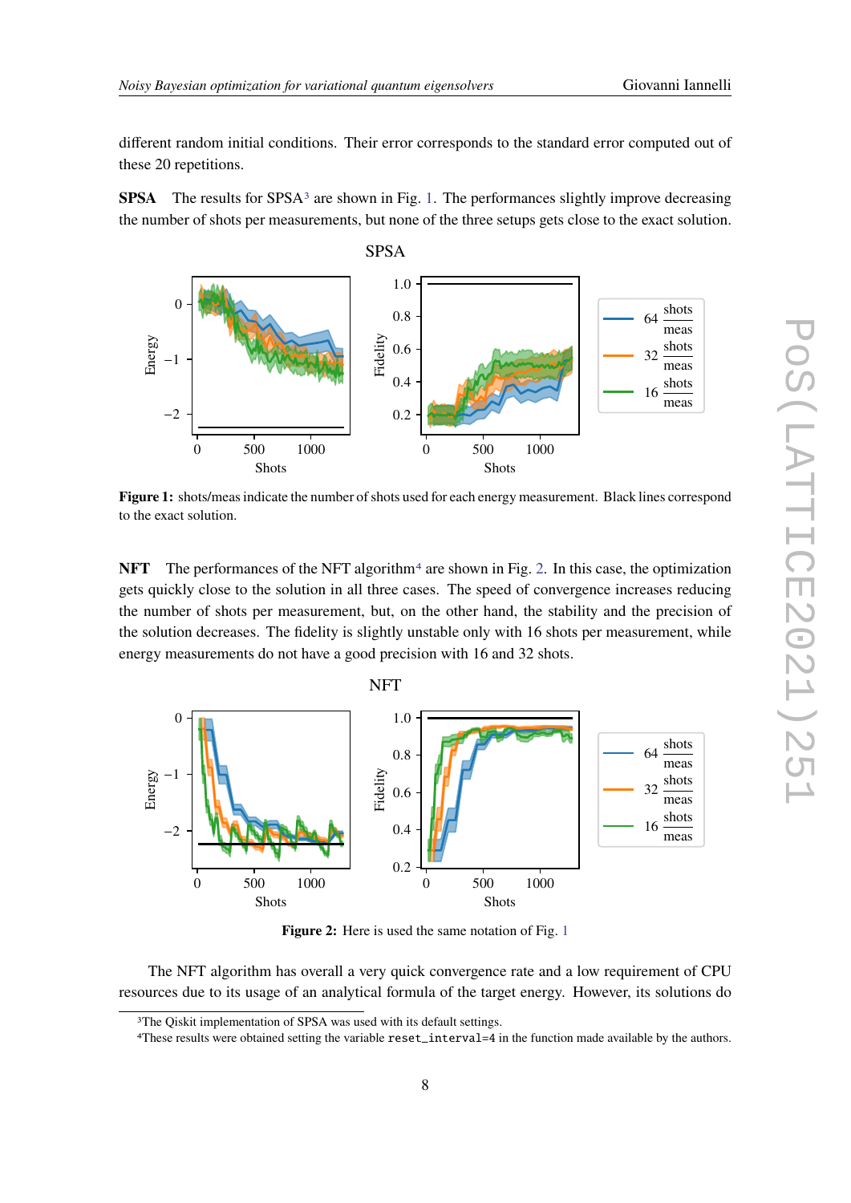different random initial conditions. Their error corresponds to the standard error computed out of these 20 repetitions.

**SPSA** The results for SPSA[3] are shown in Fig. 1. The performances slightly improve decreasing the number of shots per measurements, but none of the three setups gets close to the exact solution.

**Figure 1:** shots/meas indicate the number of shots used for each energy measurement. Black lines correspond to the exact solution.

**NFT** The performances of the NFT algorithm[4] are shown in Fig. 2. In this case, the optimization gets quickly close to the solution in all three cases. The speed of convergence increases reducing the number of shots per measurement, but, on the other hand, the stability and the precision of the solution decreases. The fidelity is slightly unstable only with 16 shots per measurement, while energy measurements do not have a good precision with 16 and 32 shots.

**Figure 2:** Here is used the same notation of Fig. 1

The NFT algorithm has overall a very quick convergence rate and a low requirement of CPU resources due to its usage of an analytical formula of the target energy. However, its solutions do

[3] The Qiskit implementation of SPSA was used with its default settings.

[4] These results were obtained setting the variable `reset_interval=4` in the function made available by the authors.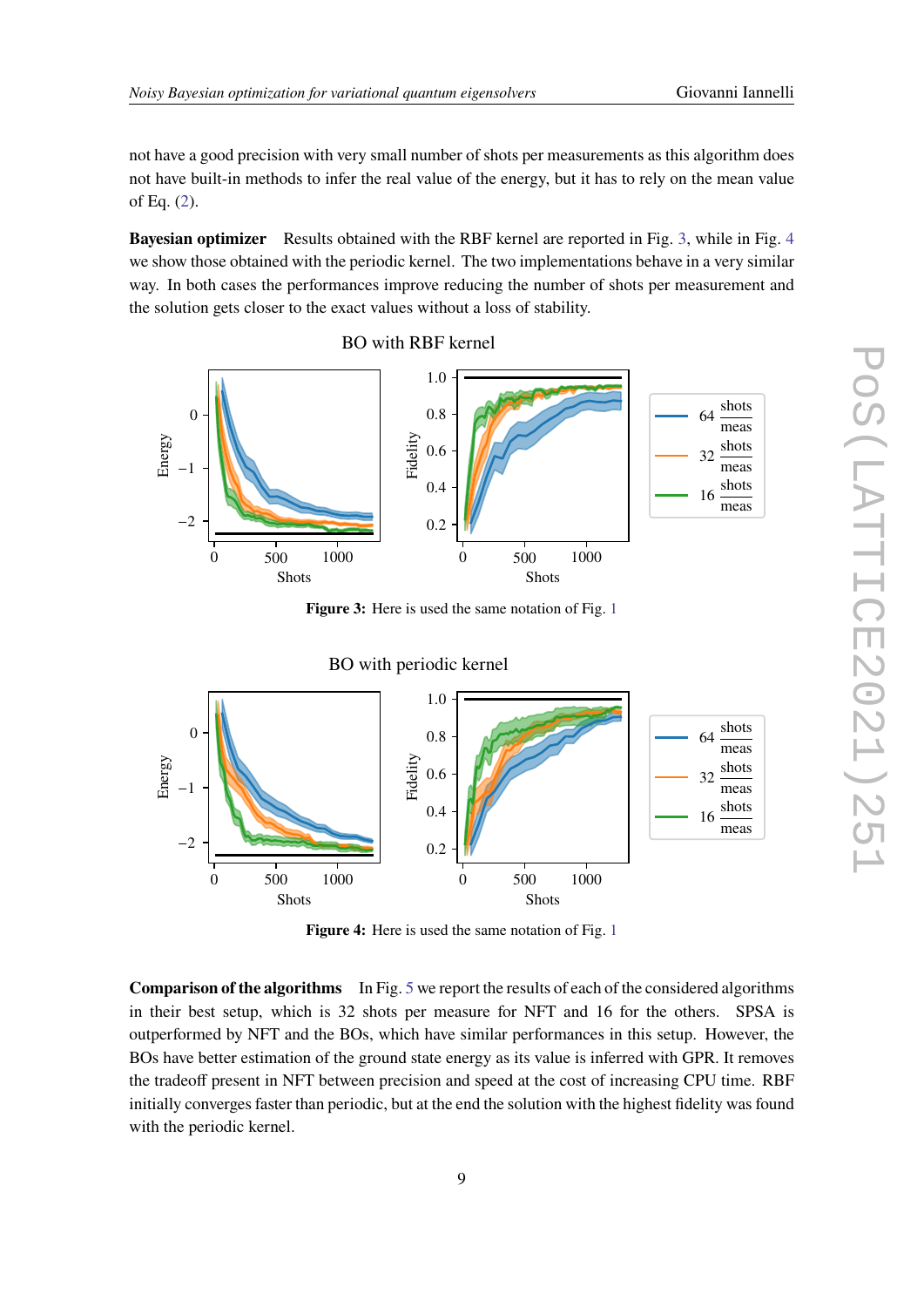not have a good precision with very small number of shots per measurements as this algorithm does not have built-in methods to infer the real value of the energy, but it has to rely on the mean value of Eq. (2).

**Bayesian optimizer** Results obtained with the RBF kernel are reported in Fig. 3, while in Fig. 4 we show those obtained with the periodic kernel. The two implementations behave in a very similar way. In both cases the performances improve reducing the number of shots per measurement and the solution gets closer to the exact values without a loss of stability.

**Figure 3:** Here is used the same notation of Fig. 1

**Figure 4:** Here is used the same notation of Fig. 1

**Comparison of the algorithms** In Fig. 5 we report the results of each of the considered algorithms in their best setup, which is 32 shots per measure for NFT and 16 for the others. SPSA is outperformed by NFT and the BOs, which have similar performances in this setup. However, the BOs have better estimation of the ground state energy as its value is inferred with GPR. It removes the tradeoff present in NFT between precision and speed at the cost of increasing CPU time. RBF initially converges faster than periodic, but at the end the solution with the highest fidelity was found with the periodic kernel.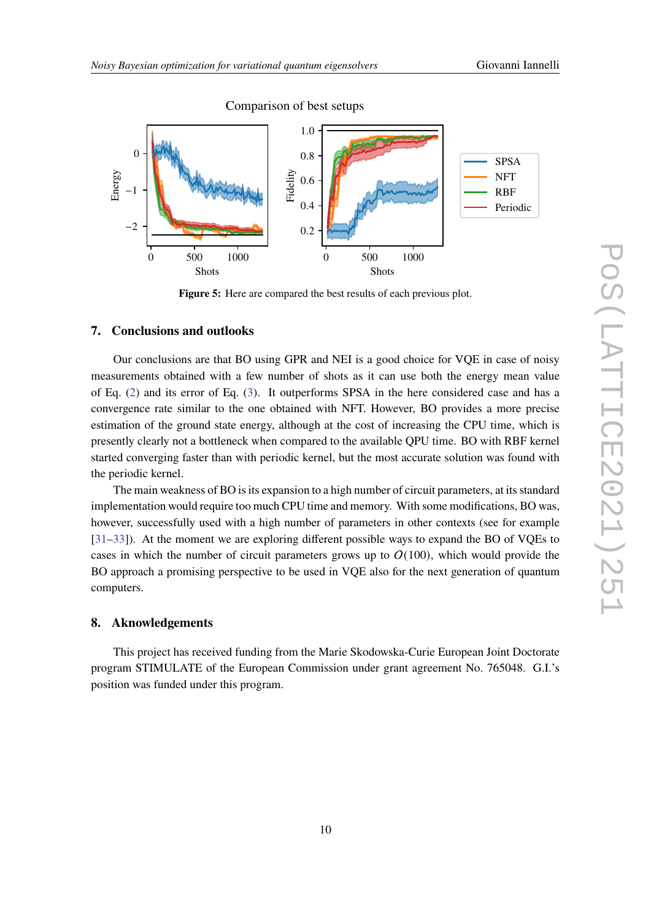Figure 5: Here are compared the best results of each previous plot.

## 7. Conclusions and outlooks

Our conclusions are that BO using GPR and NEI is a good choice for VQE in case of noisy measurements obtained with a few number of shots as it can use both the energy mean value of Eq. (2) and its error of Eq. (3). It outperforms SPSA in the here considered case and has a convergence rate similar to the one obtained with NFT. However, BO provides a more precise estimation of the ground state energy, although at the cost of increasing the CPU time, which is presently clearly not a bottleneck when compared to the available QPU time. BO with RBF kernel started converging faster than with periodic kernel, but the most accurate solution was found with the periodic kernel.

The main weakness of BO is its expansion to a high number of circuit parameters, at its standard implementation would require too much CPU time and memory. With some modifications, BO was, however, successfully used with a high number of parameters in other contexts (see for example [31–33]). At the moment we are exploring different possible ways to expand the BO of VQEs to cases in which the number of circuit parameters grows up to $O(100)$, which would provide the BO approach a promising perspective to be used in VQE also for the next generation of quantum computers.

## 8. Aknowledgements

This project has received funding from the Marie Skodowska-Curie European Joint Doctorate program STIMULATE of the European Commission under grant agreement No. 765048. G.I.'s position was funded under this program.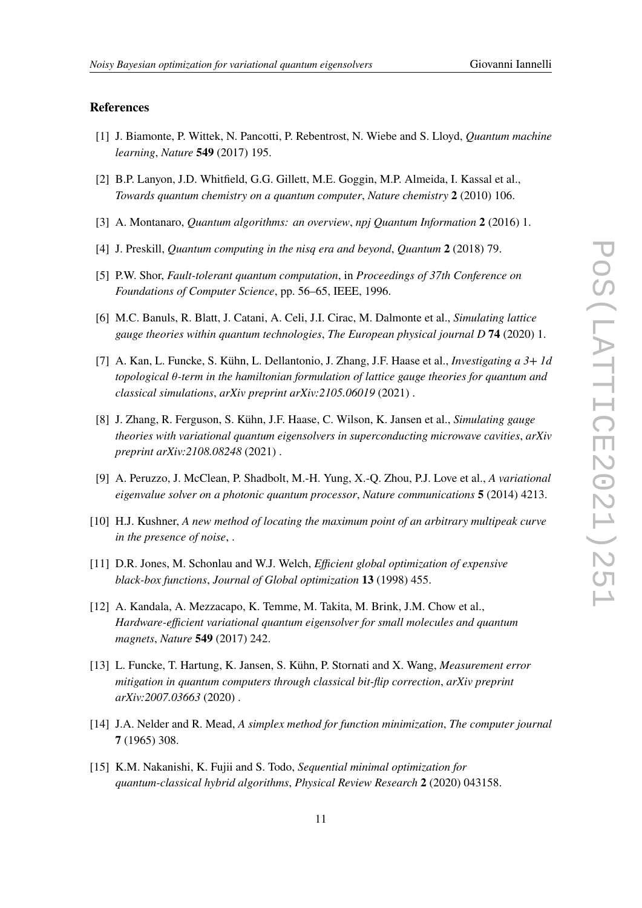## References

[1] J. Biamonte, P. Wittek, N. Pancotti, P. Rebentrost, N. Wiebe and S. Lloyd, *Quantum machine learning*, *Nature* **549** (2017) 195.

[2] B.P. Lanyon, J.D. Whitfield, G.G. Gillett, M.E. Goggin, M.P. Almeida, I. Kassal et al., *Towards quantum chemistry on a quantum computer*, *Nature chemistry* **2** (2010) 106.

[3] A. Montanaro, *Quantum algorithms: an overview*, *npj Quantum Information* **2** (2016) 1.

[4] J. Preskill, *Quantum computing in the nisq era and beyond*, *Quantum* **2** (2018) 79.

[5] P.W. Shor, *Fault-tolerant quantum computation*, in *Proceedings of 37th Conference on Foundations of Computer Science*, pp. 56–65, IEEE, 1996.

[6] M.C. Banuls, R. Blatt, J. Catani, A. Celi, J.I. Cirac, M. Dalmonte et al., *Simulating lattice gauge theories within quantum technologies*, *The European physical journal D* **74** (2020) 1.

[7] A. Kan, L. Funcke, S. Kühn, L. Dellantonio, J. Zhang, J.F. Haase et al., *Investigating a 3+ 1d topological θ-term in the hamiltonian formulation of lattice gauge theories for quantum and classical simulations*, *arXiv preprint arXiv:2105.06019* (2021) .

[8] J. Zhang, R. Ferguson, S. Kühn, J.F. Haase, C. Wilson, K. Jansen et al., *Simulating gauge theories with variational quantum eigensolvers in superconducting microwave cavities*, *arXiv preprint arXiv:2108.08248* (2021) .

[9] A. Peruzzo, J. McClean, P. Shadbolt, M.-H. Yung, X.-Q. Zhou, P.J. Love et al., *A variational eigenvalue solver on a photonic quantum processor*, *Nature communications* **5** (2014) 4213.

[10] H.J. Kushner, *A new method of locating the maximum point of an arbitrary multipeak curve in the presence of noise*, .

[11] D.R. Jones, M. Schonlau and W.J. Welch, *Efficient global optimization of expensive black-box functions*, *Journal of Global optimization* **13** (1998) 455.

[12] A. Kandala, A. Mezzacapo, K. Temme, M. Takita, M. Brink, J.M. Chow et al., *Hardware-efficient variational quantum eigensolver for small molecules and quantum magnets*, *Nature* **549** (2017) 242.

[13] L. Funcke, T. Hartung, K. Jansen, S. Kühn, P. Stornati and X. Wang, *Measurement error mitigation in quantum computers through classical bit-flip correction*, *arXiv preprint arXiv:2007.03663* (2020) .

[14] J.A. Nelder and R. Mead, *A simplex method for function minimization*, *The computer journal* **7** (1965) 308.

[15] K.M. Nakanishi, K. Fujii and S. Todo, *Sequential minimal optimization for quantum-classical hybrid algorithms*, *Physical Review Research* **2** (2020) 043158.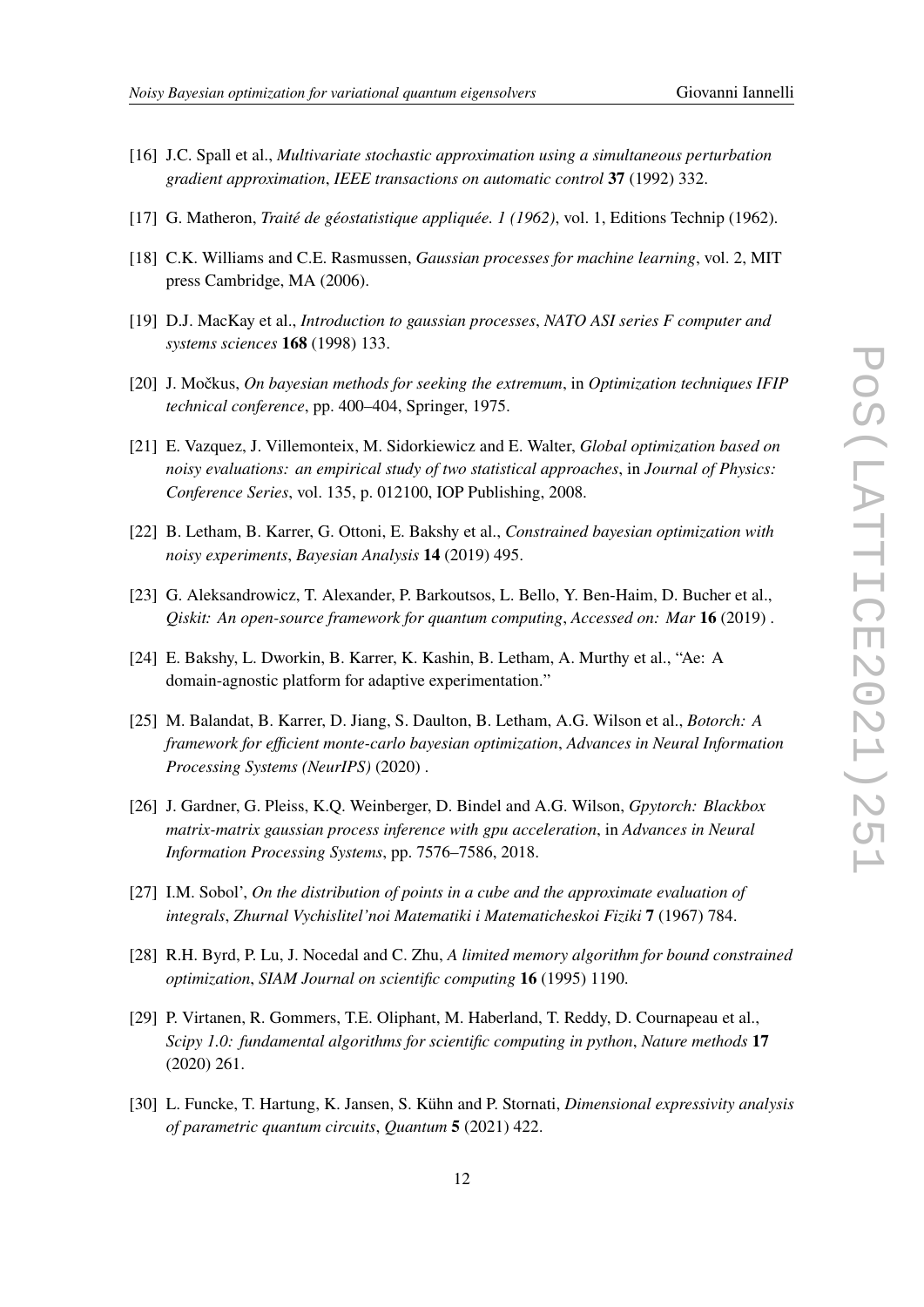[16] J.C. Spall et al., *Multivariate stochastic approximation using a simultaneous perturbation gradient approximation*, *IEEE transactions on automatic control* **37** (1992) 332.

[17] G. Matheron, *Traité de géostatistique appliquée. 1 (1962)*, vol. 1, Editions Technip (1962).

[18] C.K. Williams and C.E. Rasmussen, *Gaussian processes for machine learning*, vol. 2, MIT press Cambridge, MA (2006).

[19] D.J. MacKay et al., *Introduction to gaussian processes*, *NATO ASI series F computer and systems sciences* **168** (1998) 133.

[20] J. Močkus, *On bayesian methods for seeking the extremum*, in *Optimization techniques IFIP technical conference*, pp. 400–404, Springer, 1975.

[21] E. Vazquez, J. Villemonteix, M. Sidorkiewicz and E. Walter, *Global optimization based on noisy evaluations: an empirical study of two statistical approaches*, in *Journal of Physics: Conference Series*, vol. 135, p. 012100, IOP Publishing, 2008.

[22] B. Letham, B. Karrer, G. Ottoni, E. Bakshy et al., *Constrained bayesian optimization with noisy experiments*, *Bayesian Analysis* **14** (2019) 495.

[23] G. Aleksandrowicz, T. Alexander, P. Barkoutsos, L. Bello, Y. Ben-Haim, D. Bucher et al., *Qiskit: An open-source framework for quantum computing*, *Accessed on: Mar* **16** (2019) .

[24] E. Bakshy, L. Dworkin, B. Karrer, K. Kashin, B. Letham, A. Murthy et al., "Ae: A domain-agnostic platform for adaptive experimentation."

[25] M. Balandat, B. Karrer, D. Jiang, S. Daulton, B. Letham, A.G. Wilson et al., *Botorch: A framework for efficient monte-carlo bayesian optimization*, *Advances in Neural Information Processing Systems (NeurIPS)* (2020) .

[26] J. Gardner, G. Pleiss, K.Q. Weinberger, D. Bindel and A.G. Wilson, *Gpytorch: Blackbox matrix-matrix gaussian process inference with gpu acceleration*, in *Advances in Neural Information Processing Systems*, pp. 7576–7586, 2018.

[27] I.M. Sobol', *On the distribution of points in a cube and the approximate evaluation of integrals*, *Zhurnal Vychislitel'noi Matematiki i Matematicheskoi Fiziki* **7** (1967) 784.

[28] R.H. Byrd, P. Lu, J. Nocedal and C. Zhu, *A limited memory algorithm for bound constrained optimization*, *SIAM Journal on scientific computing* **16** (1995) 1190.

[29] P. Virtanen, R. Gommers, T.E. Oliphant, M. Haberland, T. Reddy, D. Cournapeau et al., *Scipy 1.0: fundamental algorithms for scientific computing in python*, *Nature methods* **17** (2020) 261.

[30] L. Funcke, T. Hartung, K. Jansen, S. Kühn and P. Stornati, *Dimensional expressivity analysis of parametric quantum circuits*, *Quantum* **5** (2021) 422.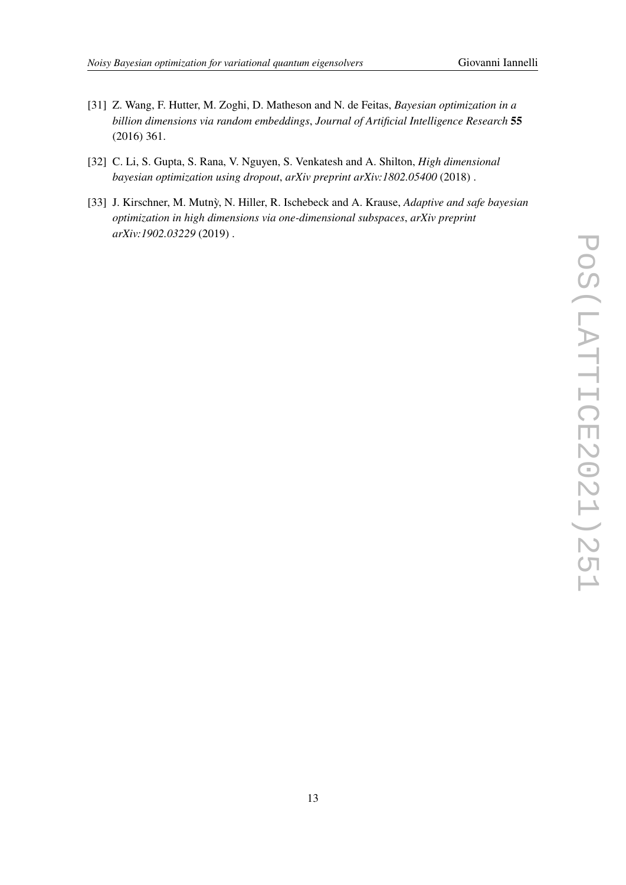[31] Z. Wang, F. Hutter, M. Zoghi, D. Matheson and N. de Feitas, *Bayesian optimization in a billion dimensions via random embeddings*, *Journal of Artificial Intelligence Research* **55** (2016) 361.

[32] C. Li, S. Gupta, S. Rana, V. Nguyen, S. Venkatesh and A. Shilton, *High dimensional bayesian optimization using dropout*, *arXiv preprint arXiv:1802.05400* (2018) .

[33] J. Kirschner, M. Mutnỳ, N. Hiller, R. Ischebeck and A. Krause, *Adaptive and safe bayesian optimization in high dimensions via one-dimensional subspaces*, *arXiv preprint arXiv:1902.03229* (2019) .